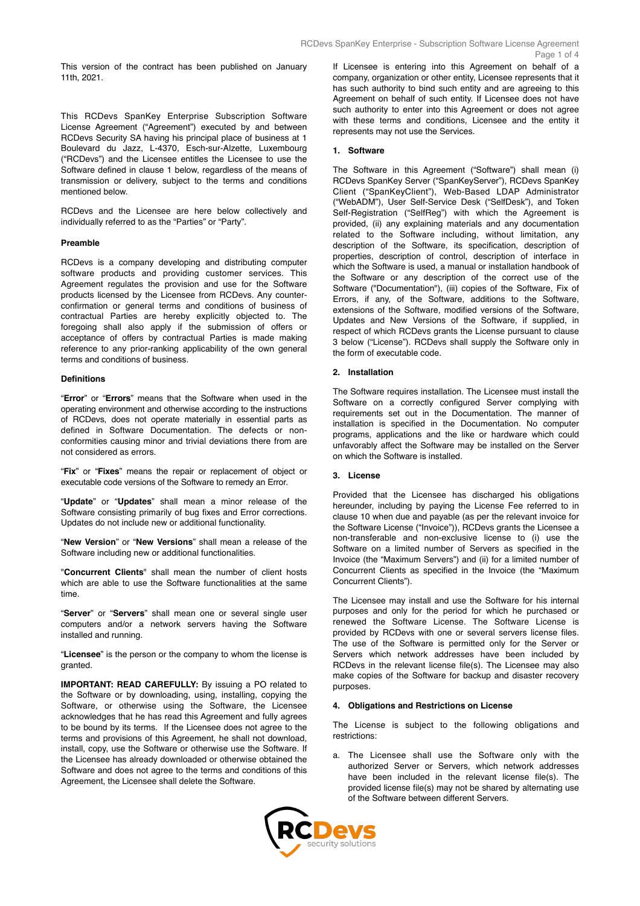This version of the contract has been published on January 11th, 2021.

This RCDevs SpanKey Enterprise Subscription Software License Agreement ("Agreement") executed by and between RCDevs Security SA having his principal place of business at 1 Boulevard du Jazz, L-4370, Esch-sur-Alzette, Luxembourg ("RCDevs") and the Licensee entitles the Licensee to use the Software defined in clause 1 below, regardless of the means of transmission or delivery, subject to the terms and conditions mentioned below.

RCDevs and the Licensee are here below collectively and individually referred to as the "Parties" or "Party".

**Preamble**

RCDevs is a company developing and distributing computer software products and providing customer services. This Agreement regulates the provision and use for the Software products licensed by the Licensee from RCDevs. Any counter-confirmation or general terms and conditions of business of contractual Parties are hereby explicitly objected to. The foregoing shall also apply if the submission of offers or acceptance of offers by contractual Parties is made making reference to any prior-ranking applicability of the own general terms and conditions of business.

**Definitions**

"**Error**" or "**Errors**" means that the Software when used in the operating environment and otherwise according to the instructions of RCDevs, does not operate materially in essential parts as defined in Software Documentation. The defects or non-conformities causing minor and trivial deviations there from are not considered as errors.

"**Fix**" or "**Fixes**" means the repair or replacement of object or executable code versions of the Software to remedy an Error.

"**Update**" or "**Updates**" shall mean a minor release of the Software consisting primarily of bug fixes and Error corrections. Updates do not include new or additional functionality.

"**New Version**" or "**New Versions**" shall mean a release of the Software including new or additional functionalities.

"**Concurrent Clients**" shall mean the number of client hosts which are able to use the Software functionalities at the same time.

"**Server**" or "**Servers**" shall mean one or several single user computers and/or a network servers having the Software installed and running.

"**Licensee**" is the person or the company to whom the license is granted.

**IMPORTANT: READ CAREFULLY:** By issuing a PO related to the Software or by downloading, using, installing, copying the Software, or otherwise using the Software, the Licensee acknowledges that he has read this Agreement and fully agrees to be bound by its terms. If the Licensee does not agree to the terms and provisions of this Agreement, he shall not download, install, copy, use the Software or otherwise use the Software. If the Licensee has already downloaded or otherwise obtained the Software and does not agree to the terms and conditions of this Agreement, the Licensee shall delete the Software.

If Licensee is entering into this Agreement on behalf of a company, organization or other entity, Licensee represents that it has such authority to bind such entity and are agreeing to this Agreement on behalf of such entity. If Licensee does not have such authority to enter into this Agreement or does not agree with these terms and conditions, Licensee and the entity it represents may not use the Services.

**1. Software**

The Software in this Agreement ("Software") shall mean (i) RCDevs SpanKey Server ("SpanKeyServer"), RCDevs SpanKey Client ("SpanKeyClient"), Web-Based LDAP Administrator ("WebADM"), User Self-Service Desk ("SelfDesk"), and Token Self-Registration ("SelfReg") with which the Agreement is provided, (ii) any explaining materials and any documentation related to the Software including, without limitation, any description of the Software, its specification, description of properties, description of control, description of interface in which the Software is used, a manual or installation handbook of the Software or any description of the correct use of the Software ("Documentation"), (iii) copies of the Software, Fix of Errors, if any, of the Software, additions to the Software, extensions of the Software, modified versions of the Software, Updates and New Versions of the Software, if supplied, in respect of which RCDevs grants the License pursuant to clause 3 below ("License"). RCDevs shall supply the Software only in the form of executable code.

**2. Installation**

The Software requires installation. The Licensee must install the Software on a correctly configured Server complying with requirements set out in the Documentation. The manner of installation is specified in the Documentation. No computer programs, applications and the like or hardware which could unfavorably affect the Software may be installed on the Server on which the Software is installed.

**3. License**

Provided that the Licensee has discharged his obligations hereunder, including by paying the License Fee referred to in clause 10 when due and payable (as per the relevant invoice for the Software License ("Invoice")), RCDevs grants the Licensee a non-transferable and non-exclusive license to (i) use the Software on a limited number of Servers as specified in the Invoice (the "Maximum Servers") and (ii) for a limited number of Concurrent Clients as specified in the Invoice (the "Maximum Concurrent Clients").

The Licensee may install and use the Software for his internal purposes and only for the period for which he purchased or renewed the Software License. The Software License is provided by RCDevs with one or several servers license files. The use of the Software is permitted only for the Server or Servers which network addresses have been included by RCDevs in the relevant license file(s). The Licensee may also make copies of the Software for backup and disaster recovery purposes.

**4. Obligations and Restrictions on License**

The License is subject to the following obligations and restrictions:

a. The Licensee shall use the Software only with the authorized Server or Servers, which network addresses have been included in the relevant license file(s). The provided license file(s) may not be shared by alternating use of the Software between different Servers.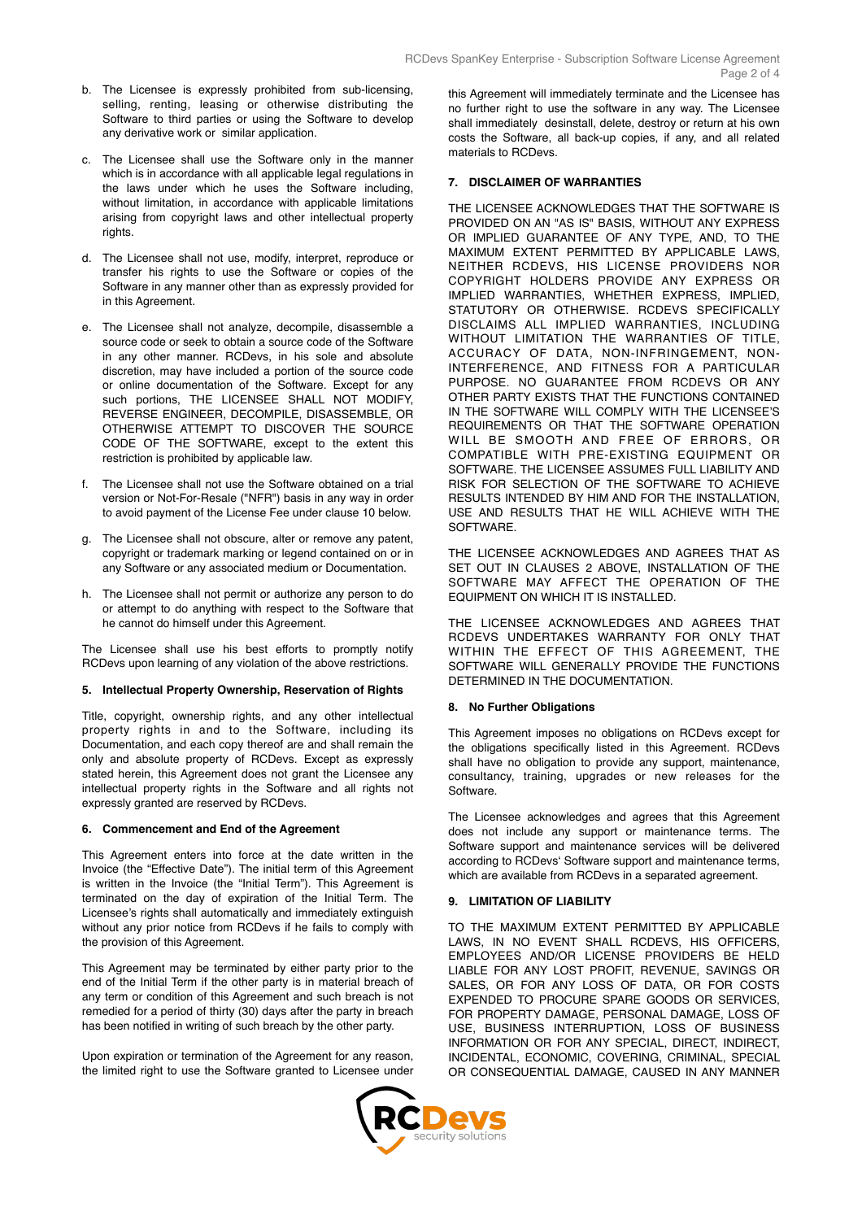b. The Licensee is expressly prohibited from sub-licensing, selling, renting, leasing or otherwise distributing the Software to third parties or using the Software to develop any derivative work or similar application.

c. The Licensee shall use the Software only in the manner which is in accordance with all applicable legal regulations in the laws under which he uses the Software including, without limitation, in accordance with applicable limitations arising from copyright laws and other intellectual property rights.

d. The Licensee shall not use, modify, interpret, reproduce or transfer his rights to use the Software or copies of the Software in any manner other than as expressly provided for in this Agreement.

e. The Licensee shall not analyze, decompile, disassemble a source code or seek to obtain a source code of the Software in any other manner. RCDevs, in his sole and absolute discretion, may have included a portion of the source code or online documentation of the Software. Except for any such portions, THE LICENSEE SHALL NOT MODIFY, REVERSE ENGINEER, DECOMPILE, DISASSEMBLE, OR OTHERWISE ATTEMPT TO DISCOVER THE SOURCE CODE OF THE SOFTWARE, except to the extent this restriction is prohibited by applicable law.

f. The Licensee shall not use the Software obtained on a trial version or Not-For-Resale ("NFR") basis in any way in order to avoid payment of the License Fee under clause 10 below.

g. The Licensee shall not obscure, alter or remove any patent, copyright or trademark marking or legend contained on or in any Software or any associated medium or Documentation.

h. The Licensee shall not permit or authorize any person to do or attempt to do anything with respect to the Software that he cannot do himself under this Agreement.

The Licensee shall use his best efforts to promptly notify RCDevs upon learning of any violation of the above restrictions.

**5. Intellectual Property Ownership, Reservation of Rights**

Title, copyright, ownership rights, and any other intellectual property rights in and to the Software, including its Documentation, and each copy thereof are and shall remain the only and absolute property of RCDevs. Except as expressly stated herein, this Agreement does not grant the Licensee any intellectual property rights in the Software and all rights not expressly granted are reserved by RCDevs.

**6. Commencement and End of the Agreement**

This Agreement enters into force at the date written in the Invoice (the "Effective Date"). The initial term of this Agreement is written in the Invoice (the "Initial Term"). This Agreement is terminated on the day of expiration of the Initial Term. The Licensee's rights shall automatically and immediately extinguish without any prior notice from RCDevs if he fails to comply with the provision of this Agreement.

This Agreement may be terminated by either party prior to the end of the Initial Term if the other party is in material breach of any term or condition of this Agreement and such breach is not remedied for a period of thirty (30) days after the party in breach has been notified in writing of such breach by the other party.

Upon expiration or termination of the Agreement for any reason, the limited right to use the Software granted to Licensee under this Agreement will immediately terminate and the Licensee has no further right to use the software in any way. The Licensee shall immediately desinstall, delete, destroy or return at his own costs the Software, all back-up copies, if any, and all related materials to RCDevs.

**7. DISCLAIMER OF WARRANTIES**

THE LICENSEE ACKNOWLEDGES THAT THE SOFTWARE IS PROVIDED ON AN "AS IS" BASIS, WITHOUT ANY EXPRESS OR IMPLIED GUARANTEE OF ANY TYPE, AND, TO THE MAXIMUM EXTENT PERMITTED BY APPLICABLE LAWS, NEITHER RCDEVS, HIS LICENSE PROVIDERS NOR COPYRIGHT HOLDERS PROVIDE ANY EXPRESS OR IMPLIED WARRANTIES, WHETHER EXPRESS, IMPLIED, STATUTORY OR OTHERWISE. RCDEVS SPECIFICALLY DISCLAIMS ALL IMPLIED WARRANTIES, INCLUDING WITHOUT LIMITATION THE WARRANTIES OF TITLE, ACCURACY OF DATA, NON-INFRINGEMENT, NON-INTERFERENCE, AND FITNESS FOR A PARTICULAR PURPOSE. NO GUARANTEE FROM RCDEVS OR ANY OTHER PARTY EXISTS THAT THE FUNCTIONS CONTAINED IN THE SOFTWARE WILL COMPLY WITH THE LICENSEE'S REQUIREMENTS OR THAT THE SOFTWARE OPERATION WILL BE SMOOTH AND FREE OF ERRORS, OR COMPATIBLE WITH PRE-EXISTING EQUIPMENT OR SOFTWARE. THE LICENSEE ASSUMES FULL LIABILITY AND RISK FOR SELECTION OF THE SOFTWARE TO ACHIEVE RESULTS INTENDED BY HIM AND FOR THE INSTALLATION, USE AND RESULTS THAT HE WILL ACHIEVE WITH THE SOFTWARE.

THE LICENSEE ACKNOWLEDGES AND AGREES THAT AS SET OUT IN CLAUSES 2 ABOVE, INSTALLATION OF THE SOFTWARE MAY AFFECT THE OPERATION OF THE EQUIPMENT ON WHICH IT IS INSTALLED.

THE LICENSEE ACKNOWLEDGES AND AGREES THAT RCDEVS UNDERTAKES WARRANTY FOR ONLY THAT WITHIN THE EFFECT OF THIS AGREEMENT, THE SOFTWARE WILL GENERALLY PROVIDE THE FUNCTIONS DETERMINED IN THE DOCUMENTATION.

**8. No Further Obligations**

This Agreement imposes no obligations on RCDevs except for the obligations specifically listed in this Agreement. RCDevs shall have no obligation to provide any support, maintenance, consultancy, training, upgrades or new releases for the Software.

The Licensee acknowledges and agrees that this Agreement does not include any support or maintenance terms. The Software support and maintenance services will be delivered according to RCDevs' Software support and maintenance terms, which are available from RCDevs in a separated agreement.

**9. LIMITATION OF LIABILITY**

TO THE MAXIMUM EXTENT PERMITTED BY APPLICABLE LAWS, IN NO EVENT SHALL RCDEVS, HIS OFFICERS, EMPLOYEES AND/OR LICENSE PROVIDERS BE HELD LIABLE FOR ANY LOST PROFIT, REVENUE, SAVINGS OR SALES, OR FOR ANY LOSS OF DATA, OR FOR COSTS EXPENDED TO PROCURE SPARE GOODS OR SERVICES, FOR PROPERTY DAMAGE, PERSONAL DAMAGE, LOSS OF USE, BUSINESS INTERRUPTION, LOSS OF BUSINESS INFORMATION OR FOR ANY SPECIAL, DIRECT, INDIRECT, INCIDENTAL, ECONOMIC, COVERING, CRIMINAL, SPECIAL OR CONSEQUENTIAL DAMAGE, CAUSED IN ANY MANNER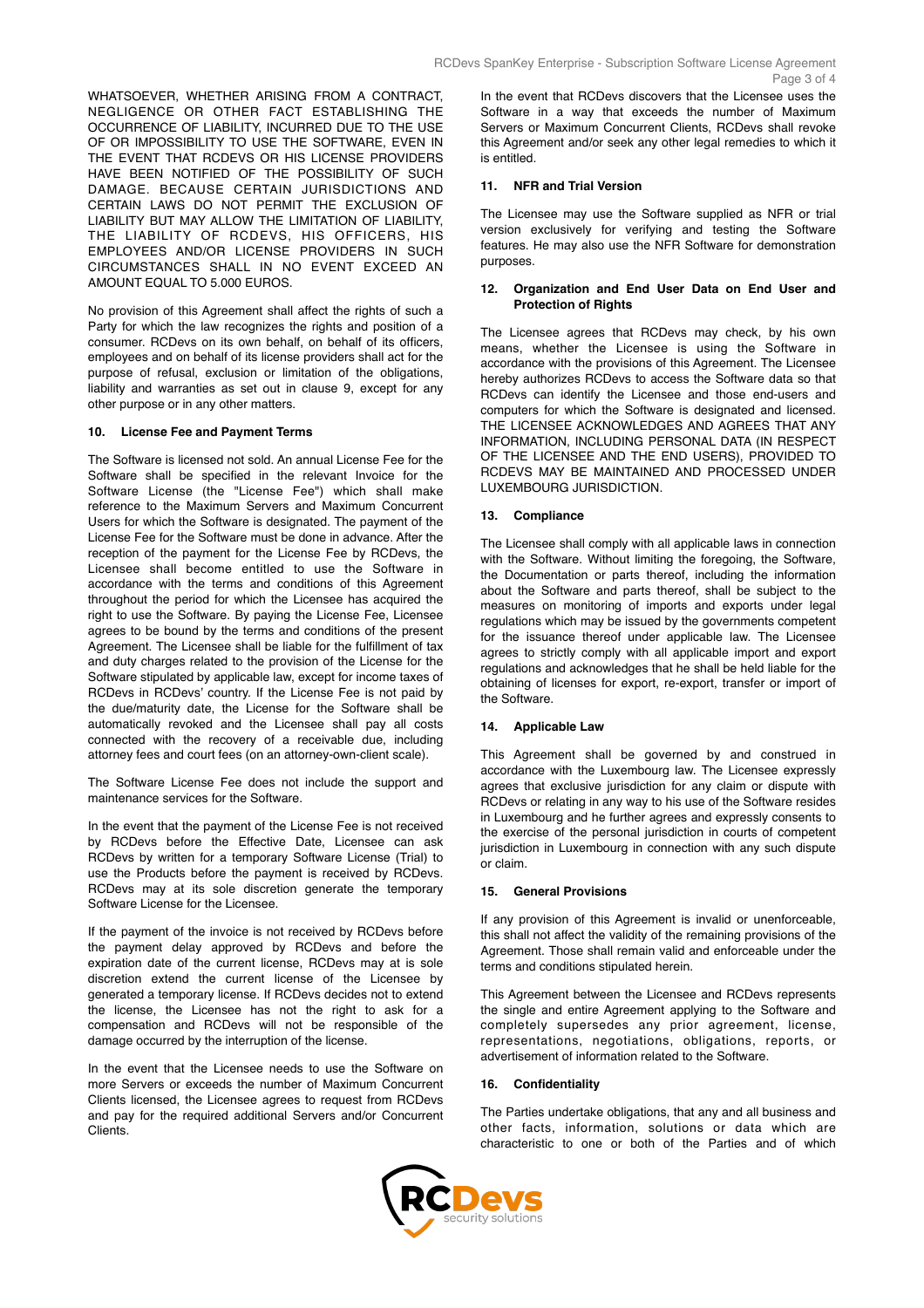WHATSOEVER, WHETHER ARISING FROM A CONTRACT, NEGLIGENCE OR OTHER FACT ESTABLISHING THE OCCURRENCE OF LIABILITY, INCURRED DUE TO THE USE OF OR IMPOSSIBILITY TO USE THE SOFTWARE, EVEN IN THE EVENT THAT RCDEVS OR HIS LICENSE PROVIDERS HAVE BEEN NOTIFIED OF THE POSSIBILITY OF SUCH DAMAGE. BECAUSE CERTAIN JURISDICTIONS AND CERTAIN LAWS DO NOT PERMIT THE EXCLUSION OF LIABILITY BUT MAY ALLOW THE LIMITATION OF LIABILITY, THE LIABILITY OF RCDEVS, HIS OFFICERS, HIS EMPLOYEES AND/OR LICENSE PROVIDERS IN SUCH CIRCUMSTANCES SHALL IN NO EVENT EXCEED AN AMOUNT EQUAL TO 5.000 EUROS.

No provision of this Agreement shall affect the rights of such a Party for which the law recognizes the rights and position of a consumer. RCDevs on its own behalf, on behalf of its officers, employees and on behalf of its license providers shall act for the purpose of refusal, exclusion or limitation of the obligations, liability and warranties as set out in clause 9, except for any other purpose or in any other matters.

### 10. License Fee and Payment Terms

The Software is licensed not sold. An annual License Fee for the Software shall be specified in the relevant Invoice for the Software License (the "License Fee") which shall make reference to the Maximum Servers and Maximum Concurrent Users for which the Software is designated. The payment of the License Fee for the Software must be done in advance. After the reception of the payment for the License Fee by RCDevs, the Licensee shall become entitled to use the Software in accordance with the terms and conditions of this Agreement throughout the period for which the Licensee has acquired the right to use the Software. By paying the License Fee, Licensee agrees to be bound by the terms and conditions of the present Agreement. The Licensee shall be liable for the fulfillment of tax and duty charges related to the provision of the License for the Software stipulated by applicable law, except for income taxes of RCDevs in RCDevs' country. If the License Fee is not paid by the due/maturity date, the License for the Software shall be automatically revoked and the Licensee shall pay all costs connected with the recovery of a receivable due, including attorney fees and court fees (on an attorney-own-client scale).

The Software License Fee does not include the support and maintenance services for the Software.

In the event that the payment of the License Fee is not received by RCDevs before the Effective Date, Licensee can ask RCDevs by written for a temporary Software License (Trial) to use the Products before the payment is received by RCDevs. RCDevs may at its sole discretion generate the temporary Software License for the Licensee.

If the payment of the invoice is not received by RCDevs before the payment delay approved by RCDevs and before the expiration date of the current license, RCDevs may at is sole discretion extend the current license of the Licensee by generated a temporary license. If RCDevs decides not to extend the license, the Licensee has not the right to ask for a compensation and RCDevs will not be responsible of the damage occurred by the interruption of the license.

In the event that the Licensee needs to use the Software on more Servers or exceeds the number of Maximum Concurrent Clients licensed, the Licensee agrees to request from RCDevs and pay for the required additional Servers and/or Concurrent Clients.

In the event that RCDevs discovers that the Licensee uses the Software in a way that exceeds the number of Maximum Servers or Maximum Concurrent Clients, RCDevs shall revoke this Agreement and/or seek any other legal remedies to which it is entitled.

### 11. NFR and Trial Version

The Licensee may use the Software supplied as NFR or trial version exclusively for verifying and testing the Software features. He may also use the NFR Software for demonstration purposes.

### 12. Organization and End User Data on End User and Protection of Rights

The Licensee agrees that RCDevs may check, by his own means, whether the Licensee is using the Software in accordance with the provisions of this Agreement. The Licensee hereby authorizes RCDevs to access the Software data so that RCDevs can identify the Licensee and those end-users and computers for which the Software is designated and licensed. THE LICENSEE ACKNOWLEDGES AND AGREES THAT ANY INFORMATION, INCLUDING PERSONAL DATA (IN RESPECT OF THE LICENSEE AND THE END USERS), PROVIDED TO RCDEVS MAY BE MAINTAINED AND PROCESSED UNDER LUXEMBOURG JURISDICTION.

### 13. Compliance

The Licensee shall comply with all applicable laws in connection with the Software. Without limiting the foregoing, the Software, the Documentation or parts thereof, including the information about the Software and parts thereof, shall be subject to the measures on monitoring of imports and exports under legal regulations which may be issued by the governments competent for the issuance thereof under applicable law. The Licensee agrees to strictly comply with all applicable import and export regulations and acknowledges that he shall be held liable for the obtaining of licenses for export, re-export, transfer or import of the Software.

### 14. Applicable Law

This Agreement shall be governed by and construed in accordance with the Luxembourg law. The Licensee expressly agrees that exclusive jurisdiction for any claim or dispute with RCDevs or relating in any way to his use of the Software resides in Luxembourg and he further agrees and expressly consents to the exercise of the personal jurisdiction in courts of competent jurisdiction in Luxembourg in connection with any such dispute or claim.

### 15. General Provisions

If any provision of this Agreement is invalid or unenforceable, this shall not affect the validity of the remaining provisions of the Agreement. Those shall remain valid and enforceable under the terms and conditions stipulated herein.

This Agreement between the Licensee and RCDevs represents the single and entire Agreement applying to the Software and completely supersedes any prior agreement, license, representations, negotiations, obligations, reports, or advertisement of information related to the Software.

### 16. Confidentiality

The Parties undertake obligations, that any and all business and other facts, information, solutions or data which are characteristic to one or both of the Parties and of which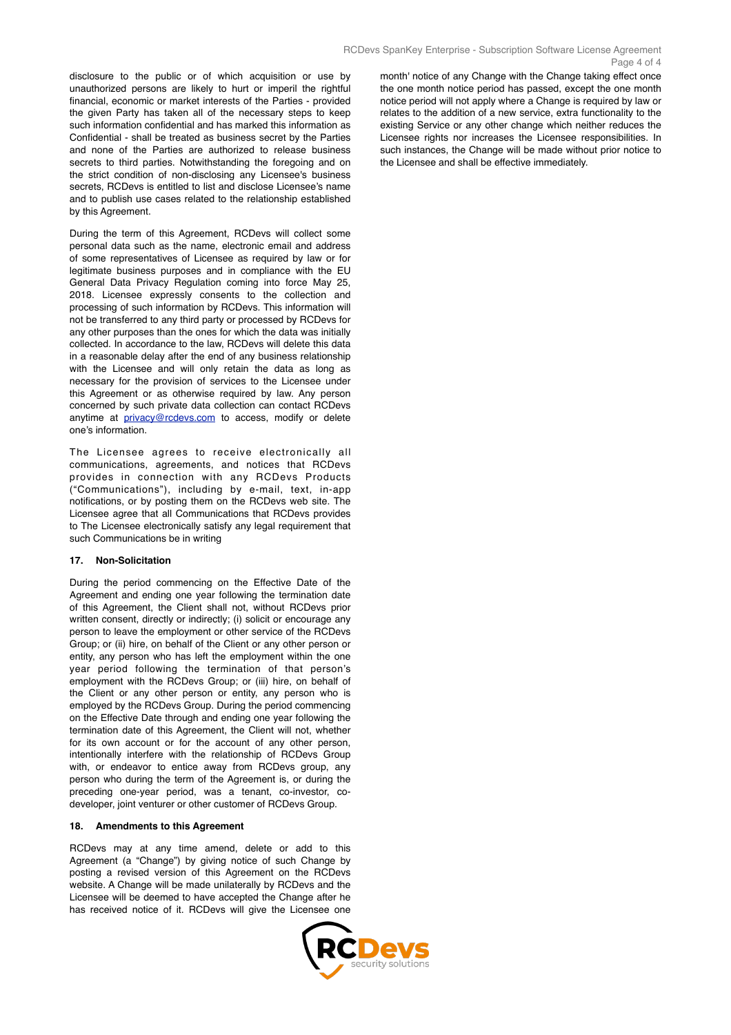disclosure to the public or of which acquisition or use by unauthorized persons are likely to hurt or imperil the rightful financial, economic or market interests of the Parties - provided the given Party has taken all of the necessary steps to keep such information confidential and has marked this information as Confidential - shall be treated as business secret by the Parties and none of the Parties are authorized to release business secrets to third parties. Notwithstanding the foregoing and on the strict condition of non-disclosing any Licensee's business secrets, RCDevs is entitled to list and disclose Licensee's name and to publish use cases related to the relationship established by this Agreement.

During the term of this Agreement, RCDevs will collect some personal data such as the name, electronic email and address of some representatives of Licensee as required by law or for legitimate business purposes and in compliance with the EU General Data Privacy Regulation coming into force May 25, 2018. Licensee expressly consents to the collection and processing of such information by RCDevs. This information will not be transferred to any third party or processed by RCDevs for any other purposes than the ones for which the data was initially collected. In accordance to the law, RCDevs will delete this data in a reasonable delay after the end of any business relationship with the Licensee and will only retain the data as long as necessary for the provision of services to the Licensee under this Agreement or as otherwise required by law. Any person concerned by such private data collection can contact RCDevs anytime at privacy@rcdevs.com to access, modify or delete one's information.

The Licensee agrees to receive electronically all communications, agreements, and notices that RCDevs provides in connection with any RCDevs Products ("Communications"), including by e-mail, text, in-app notifications, or by posting them on the RCDevs web site. The Licensee agree that all Communications that RCDevs provides to The Licensee electronically satisfy any legal requirement that such Communications be in writing

### 17. Non-Solicitation

During the period commencing on the Effective Date of the Agreement and ending one year following the termination date of this Agreement, the Client shall not, without RCDevs prior written consent, directly or indirectly; (i) solicit or encourage any person to leave the employment or other service of the RCDevs Group; or (ii) hire, on behalf of the Client or any other person or entity, any person who has left the employment within the one year period following the termination of that person's employment with the RCDevs Group; or (iii) hire, on behalf of the Client or any other person or entity, any person who is employed by the RCDevs Group. During the period commencing on the Effective Date through and ending one year following the termination date of this Agreement, the Client will not, whether for its own account or for the account of any other person, intentionally interfere with the relationship of RCDevs Group with, or endeavor to entice away from RCDevs group, any person who during the term of the Agreement is, or during the preceding one-year period, was a tenant, co-investor, co-developer, joint venturer or other customer of RCDevs Group.

### 18. Amendments to this Agreement

RCDevs may at any time amend, delete or add to this Agreement (a "Change") by giving notice of such Change by posting a revised version of this Agreement on the RCDevs website. A Change will be made unilaterally by RCDevs and the Licensee will be deemed to have accepted the Change after he has received notice of it. RCDevs will give the Licensee one month' notice of any Change with the Change taking effect once the one month notice period has passed, except the one month notice period will not apply where a Change is required by law or relates to the addition of a new service, extra functionality to the existing Service or any other change which neither reduces the Licensee rights nor increases the Licensee responsibilities. In such instances, the Change will be made without prior notice to the Licensee and shall be effective immediately.